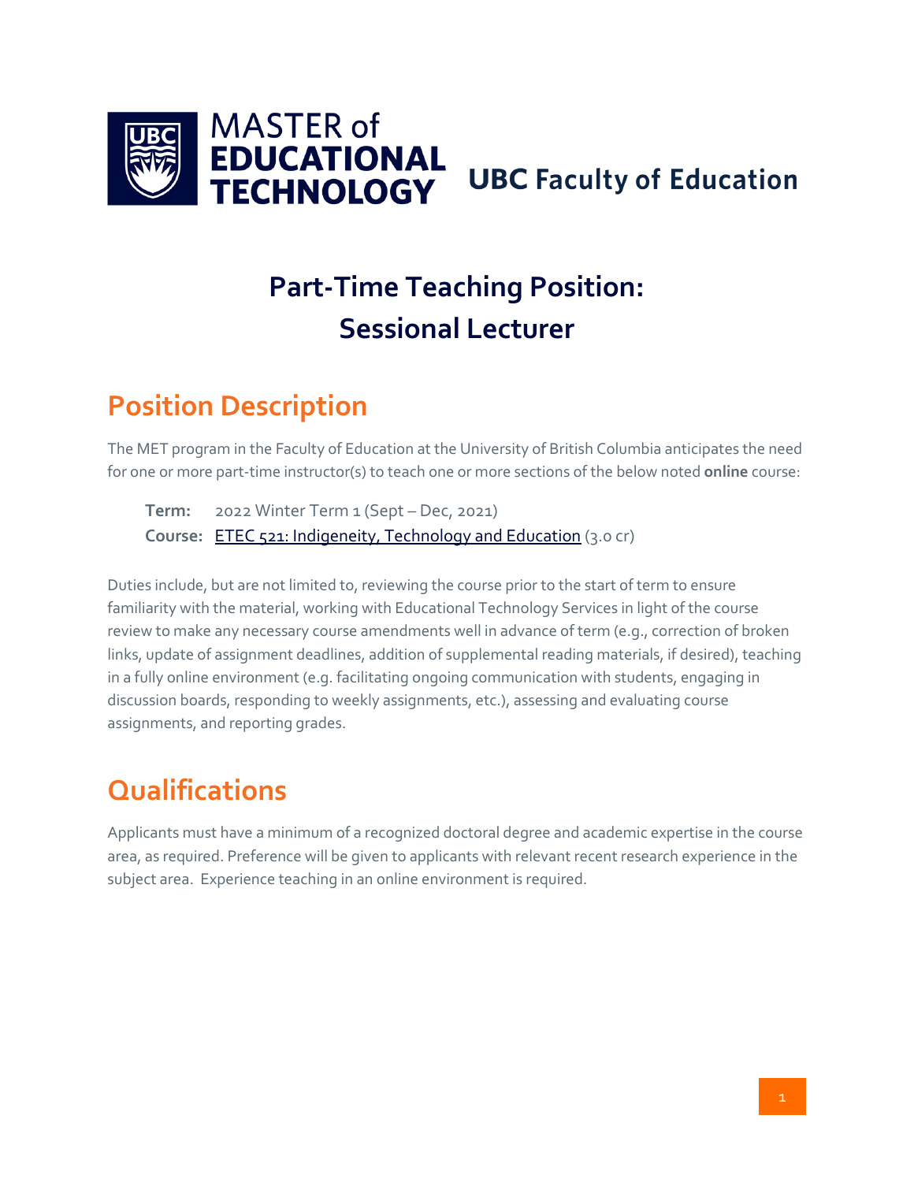MASTER of **EDUCATIONAL TECHNOLOGY** **UBC Faculty of Education**

# Part-Time Teaching Position: Sessional Lecturer

## Position Description

The MET program in the Faculty of Education at the University of British Columbia anticipates the need for one or more part-time instructor(s) to teach one or more sections of the below noted **online** course:

**Term:** 2022 Winter Term 1 (Sept – Dec, 2021)
**Course:** ETEC 521: Indigeneity, Technology and Education (3.0 cr)

Duties include, but are not limited to, reviewing the course prior to the start of term to ensure familiarity with the material, working with Educational Technology Services in light of the course review to make any necessary course amendments well in advance of term (e.g., correction of broken links, update of assignment deadlines, addition of supplemental reading materials, if desired), teaching in a fully online environment (e.g. facilitating ongoing communication with students, engaging in discussion boards, responding to weekly assignments, etc.), assessing and evaluating course assignments, and reporting grades.

## Qualifications

Applicants must have a minimum of a recognized doctoral degree and academic expertise in the course area, as required. Preference will be given to applicants with relevant recent research experience in the subject area. Experience teaching in an online environment is required.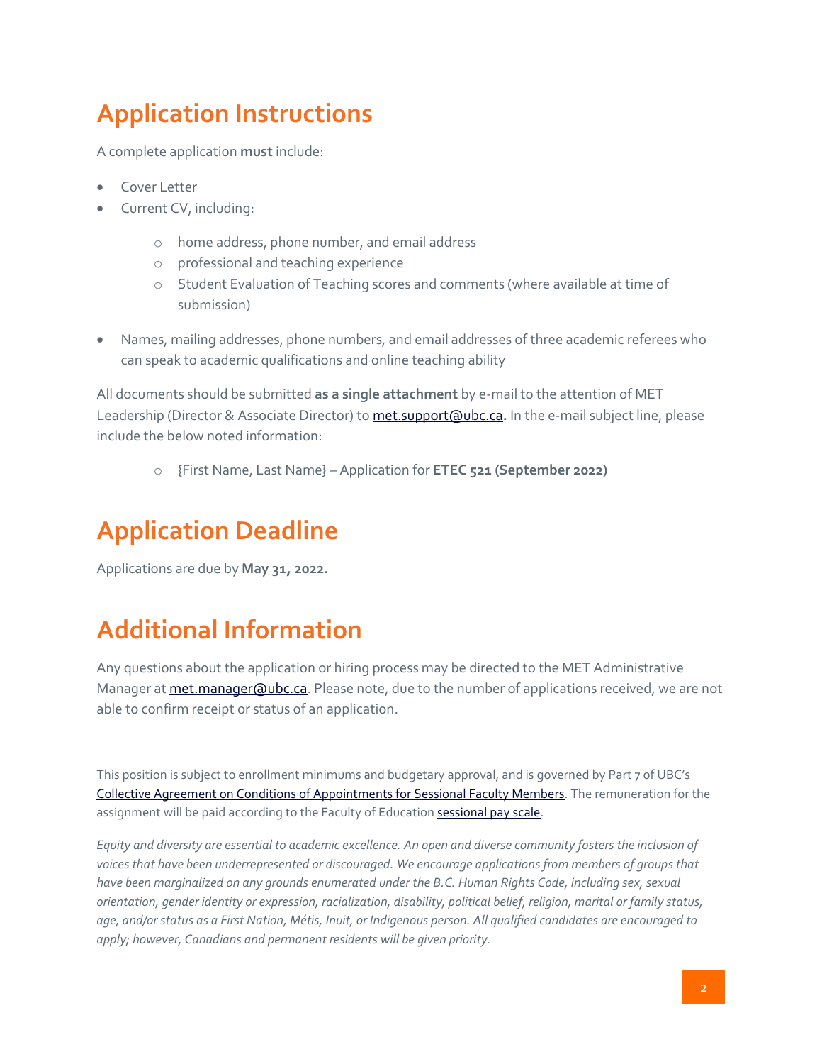## Application Instructions

A complete application **must** include:

- Cover Letter
- Current CV, including:
    - home address, phone number, and email address
    - professional and teaching experience
    - Student Evaluation of Teaching scores and comments (where available at time of submission)
- Names, mailing addresses, phone numbers, and email addresses of three academic referees who can speak to academic qualifications and online teaching ability

All documents should be submitted **as a single attachment** by e-mail to the attention of MET Leadership (Director & Associate Director) to met.support@ubc.ca**.** In the e-mail subject line, please include the below noted information:

- {First Name, Last Name} – Application for **ETEC 521 (September 2022)**

## Application Deadline

Applications are due by **May 31, 2022.**

## Additional Information

Any questions about the application or hiring process may be directed to the MET Administrative Manager at met.manager@ubc.ca. Please note, due to the number of applications received, we are not able to confirm receipt or status of an application.

This position is subject to enrollment minimums and budgetary approval, and is governed by Part 7 of UBC's Collective Agreement on Conditions of Appointments for Sessional Faculty Members. The remuneration for the assignment will be paid according to the Faculty of Education sessional pay scale.

*Equity and diversity are essential to academic excellence. An open and diverse community fosters the inclusion of voices that have been underrepresented or discouraged. We encourage applications from members of groups that have been marginalized on any grounds enumerated under the B.C. Human Rights Code, including sex, sexual orientation, gender identity or expression, racialization, disability, political belief, religion, marital or family status, age, and/or status as a First Nation, Métis, Inuit, or Indigenous person. All qualified candidates are encouraged to apply; however, Canadians and permanent residents will be given priority.*